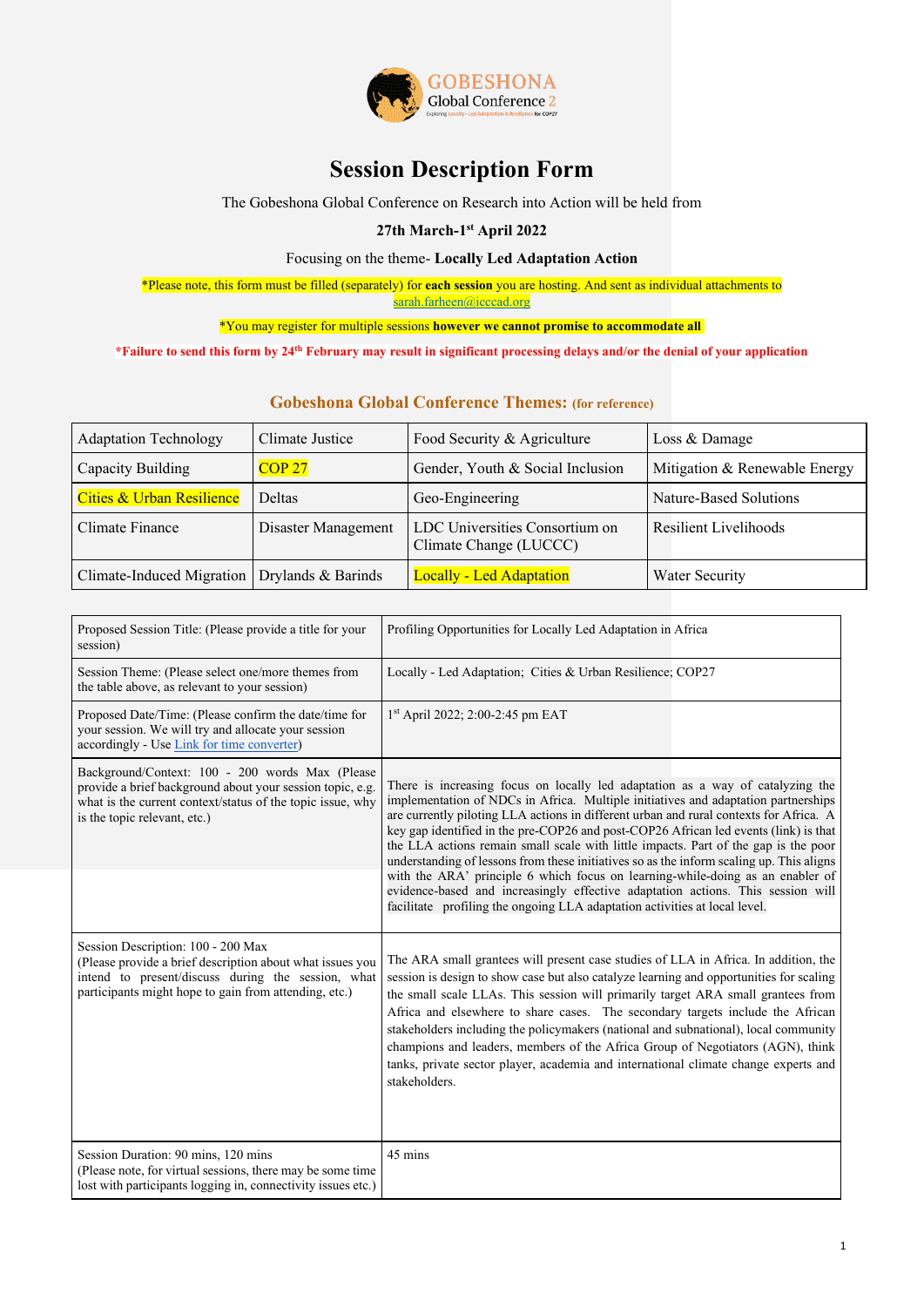GOBESHONA Global Conference 2

Exploring Locally - Led Adaptation & Resilience for COP27

# Session Description Form

The Gobeshona Global Conference on Research into Action will be held from

**27th March-1st April 2022**

Focusing on the theme- **Locally Led Adaptation Action**

*Please note, this form must be filled (separately) for **each session** you are hosting. And sent as individual attachments to sarah.farheen@icccad.org

*You may register for multiple sessions **however we cannot promise to accommodate all**

***Failure to send this form by 24th February may result in significant processing delays and/or the denial of your application**

## Gobeshona Global Conference Themes: (for reference)

| | | | |
|---|---|---|---|
| Adaptation Technology | Climate Justice | Food Security & Agriculture | Loss & Damage |
| Capacity Building | COP 27 | Gender, Youth & Social Inclusion | Mitigation & Renewable Energy |
| Cities & Urban Resilience | Deltas | Geo-Engineering | Nature-Based Solutions |
| Climate Finance | Disaster Management | LDC Universities Consortium on Climate Change (LUCCC) | Resilient Livelihoods |
| Climate-Induced Migration | Drylands & Barinds | Locally - Led Adaptation | Water Security |

| | |
|---|---|
| Proposed Session Title: (Please provide a title for your session) | Profiling Opportunities for Locally Led Adaptation in Africa |
| Session Theme: (Please select one/more themes from the table above, as relevant to your session) | Locally - Led Adaptation; Cities & Urban Resilience; COP27 |
| Proposed Date/Time: (Please confirm the date/time for your session. We will try and allocate your session accordingly - Use Link for time converter) | 1st April 2022; 2:00-2:45 pm EAT |
| Background/Context: 100 - 200 words Max (Please provide a brief background about your session topic, e.g. what is the current context/status of the topic issue, why is the topic relevant, etc.) | There is increasing focus on locally led adaptation as a way of catalyzing the implementation of NDCs in Africa. Multiple initiatives and adaptation partnerships are currently piloting LLA actions in different urban and rural contexts for Africa. A key gap identified in the pre-COP26 and post-COP26 African led events (link) is that the LLA actions remain small scale with little impacts. Part of the gap is the poor understanding of lessons from these initiatives so as the inform scaling up. This aligns with the ARA' principle 6 which focus on learning-while-doing as an enabler of evidence-based and increasingly effective adaptation actions. This session will facilitate profiling the ongoing LLA adaptation activities at local level. |
| Session Description: 100 - 200 Max (Please provide a brief description about what issues you intend to present/discuss during the session, what participants might hope to gain from attending, etc.) | The ARA small grantees will present case studies of LLA in Africa. In addition, the session is design to show case but also catalyze learning and opportunities for scaling the small scale LLAs. This session will primarily target ARA small grantees from Africa and elsewhere to share cases. The secondary targets include the African stakeholders including the policymakers (national and subnational), local community champions and leaders, members of the Africa Group of Negotiators (AGN), think tanks, private sector player, academia and international climate change experts and stakeholders. |
| Session Duration: 90 mins, 120 mins (Please note, for virtual sessions, there may be some time lost with participants logging in, connectivity issues etc.) | 45 mins |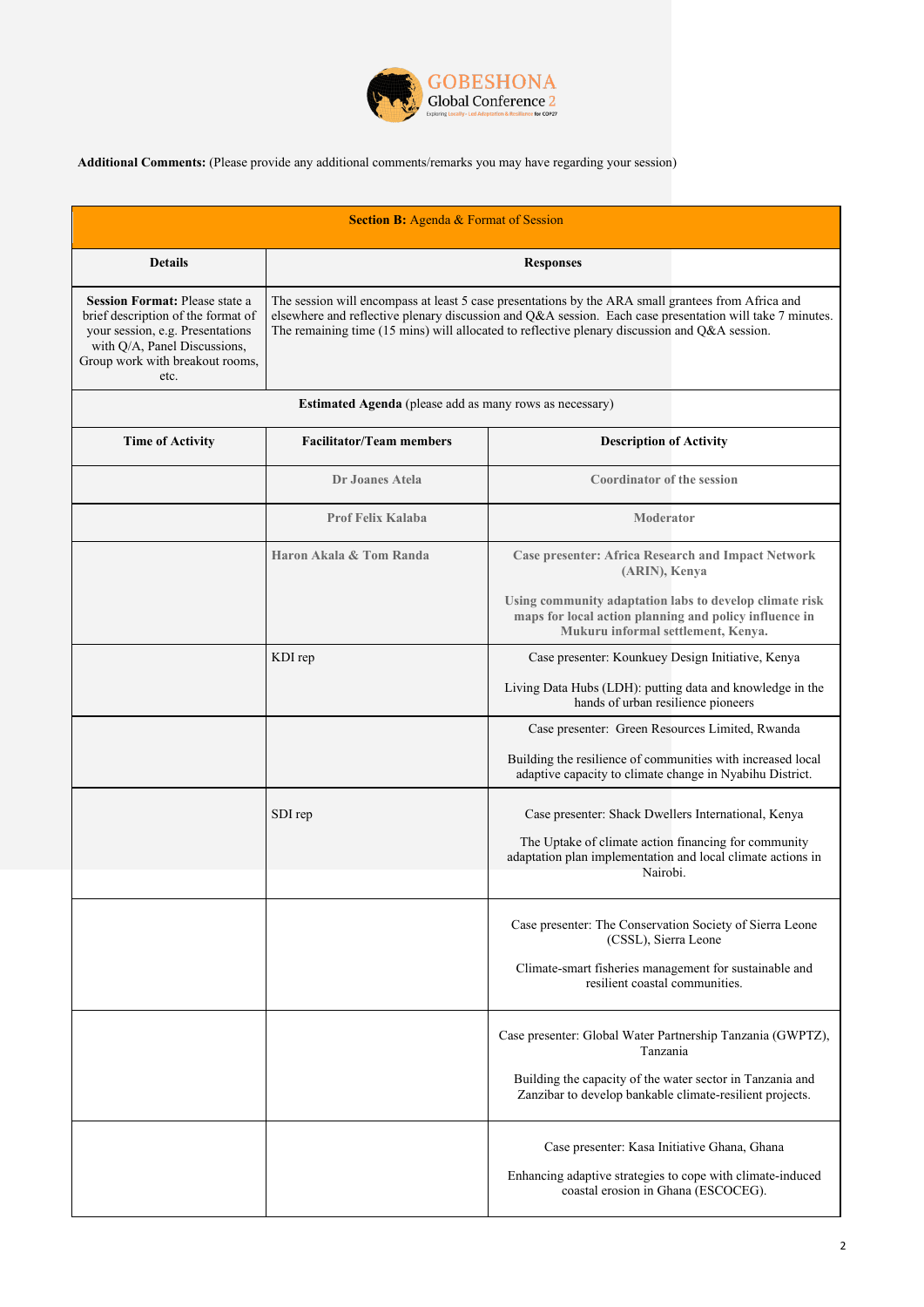**Additional Comments:** (Please provide any additional comments/remarks you may have regarding your session)

| **Section B:** Agenda & Format of Session | | |
|---|---|---|
| **Details** | **Responses** | |
| **Session Format:** Please state a brief description of the format of your session, e.g. Presentations with Q/A, Panel Discussions, Group work with breakout rooms, etc. | The session will encompass at least 5 case presentations by the ARA small grantees from Africa and elsewhere and reflective plenary discussion and Q&A session. Each case presentation will take 7 minutes. The remaining time (15 mins) will allocated to reflective plenary discussion and Q&A session. | |
| **Estimated Agenda** (please add as many rows as necessary) | | |
| **Time of Activity** | **Facilitator/Team members** | **Description of Activity** |
| | **Dr Joanes Atela** | **Coordinator of the session** |
| | **Prof Felix Kalaba** | **Moderator** |
| | **Haron Akala & Tom Randa** | **Case presenter: Africa Research and Impact Network (ARIN), Kenya**<br><br>**Using community adaptation labs to develop climate risk maps for local action planning and policy influence in Mukuru informal settlement, Kenya.** |
| | KDI rep | Case presenter: Kounkuey Design Initiative, Kenya<br><br>Living Data Hubs (LDH): putting data and knowledge in the hands of urban resilience pioneers |
| | | Case presenter: Green Resources Limited, Rwanda<br><br>Building the resilience of communities with increased local adaptive capacity to climate change in Nyabihu District. |
| | SDI rep | Case presenter: Shack Dwellers International, Kenya<br><br>The Uptake of climate action financing for community adaptation plan implementation and local climate actions in Nairobi. |
| | | Case presenter: The Conservation Society of Sierra Leone (CSSL), Sierra Leone<br><br>Climate-smart fisheries management for sustainable and resilient coastal communities. |
| | | Case presenter: Global Water Partnership Tanzania (GWPTZ), Tanzania<br><br>Building the capacity of the water sector in Tanzania and Zanzibar to develop bankable climate-resilient projects. |
| | | Case presenter: Kasa Initiative Ghana, Ghana<br><br>Enhancing adaptive strategies to cope with climate-induced coastal erosion in Ghana (ESCOCEG). |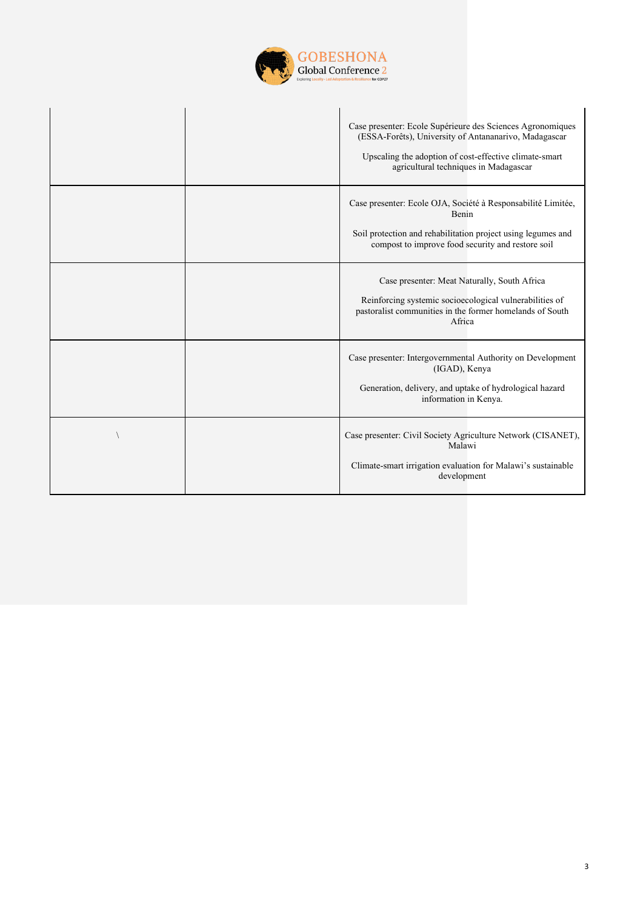| | | |
|---|---|---|
| | | Case presenter: Ecole Supérieure des Sciences Agronomiques (ESSA-Forêts), University of Antananarivo, Madagascar<br><br>Upscaling the adoption of cost-effective climate-smart agricultural techniques in Madagascar |
| | | Case presenter: Ecole OJA, Société à Responsabilité Limitée, Benin<br><br>Soil protection and rehabilitation project using legumes and compost to improve food security and restore soil |
| | | Case presenter: Meat Naturally, South Africa<br><br>Reinforcing systemic socioecological vulnerabilities of pastoralist communities in the former homelands of South Africa |
| | | Case presenter: Intergovernmental Authority on Development (IGAD), Kenya<br><br>Generation, delivery, and uptake of hydrological hazard information in Kenya. |
| \ | | Case presenter: Civil Society Agriculture Network (CISANET), Malawi<br><br>Climate-smart irrigation evaluation for Malawi's sustainable development |